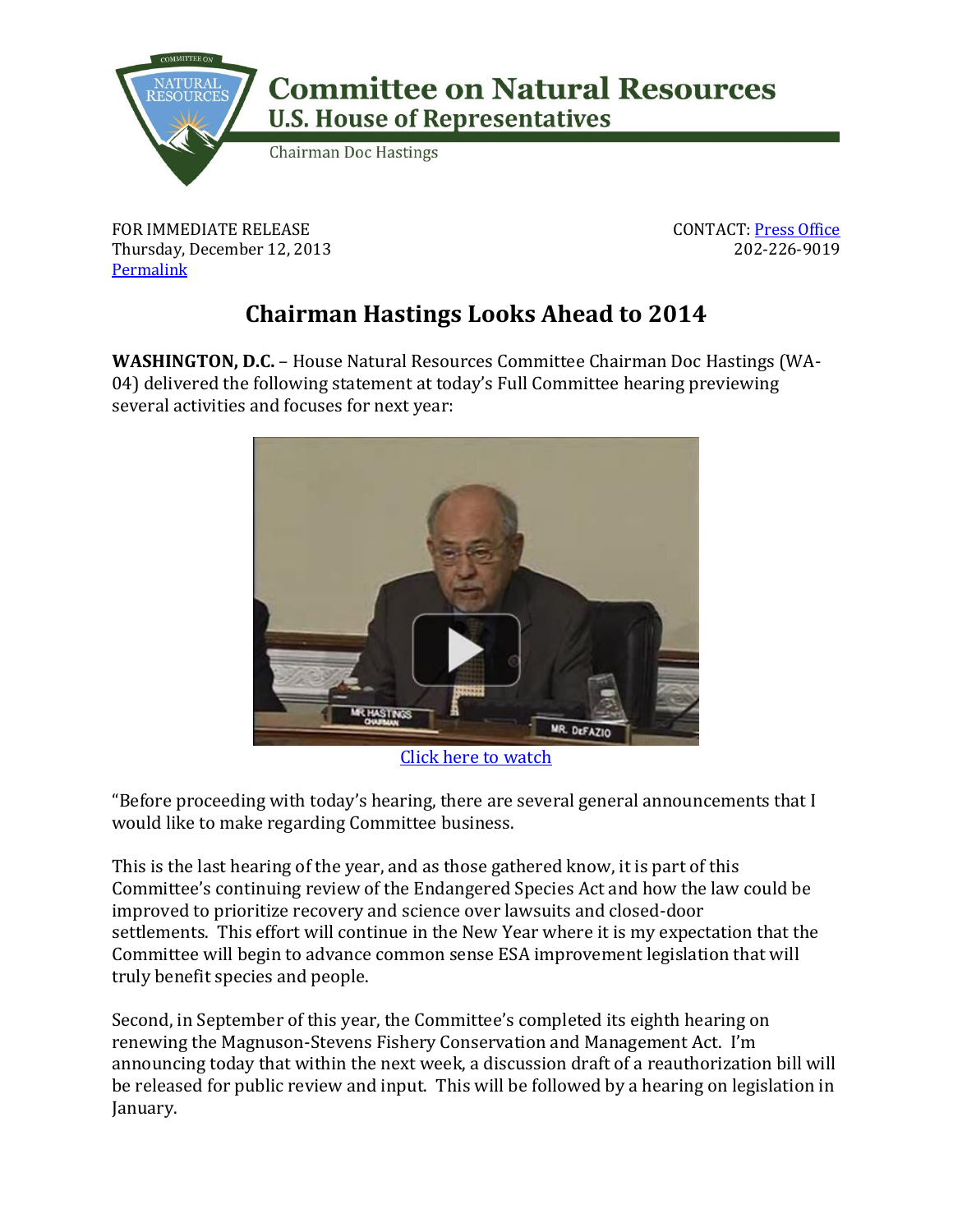# Committee on Natural Resources
## U.S. House of Representatives
Chairman Doc Hastings

FOR IMMEDIATE RELEASE
Thursday, December 12, 2013
Permalink

CONTACT: Press Office
202-226-9019

# Chairman Hastings Looks Ahead to 2014

**WASHINGTON, D.C.** – House Natural Resources Committee Chairman Doc Hastings (WA-04) delivered the following statement at today's Full Committee hearing previewing several activities and focuses for next year:

Click here to watch

"Before proceeding with today's hearing, there are several general announcements that I would like to make regarding Committee business.

This is the last hearing of the year, and as those gathered know, it is part of this Committee's continuing review of the Endangered Species Act and how the law could be improved to prioritize recovery and science over lawsuits and closed-door settlements. This effort will continue in the New Year where it is my expectation that the Committee will begin to advance common sense ESA improvement legislation that will truly benefit species and people.

Second, in September of this year, the Committee's completed its eighth hearing on renewing the Magnuson-Stevens Fishery Conservation and Management Act. I'm announcing today that within the next week, a discussion draft of a reauthorization bill will be released for public review and input. This will be followed by a hearing on legislation in January.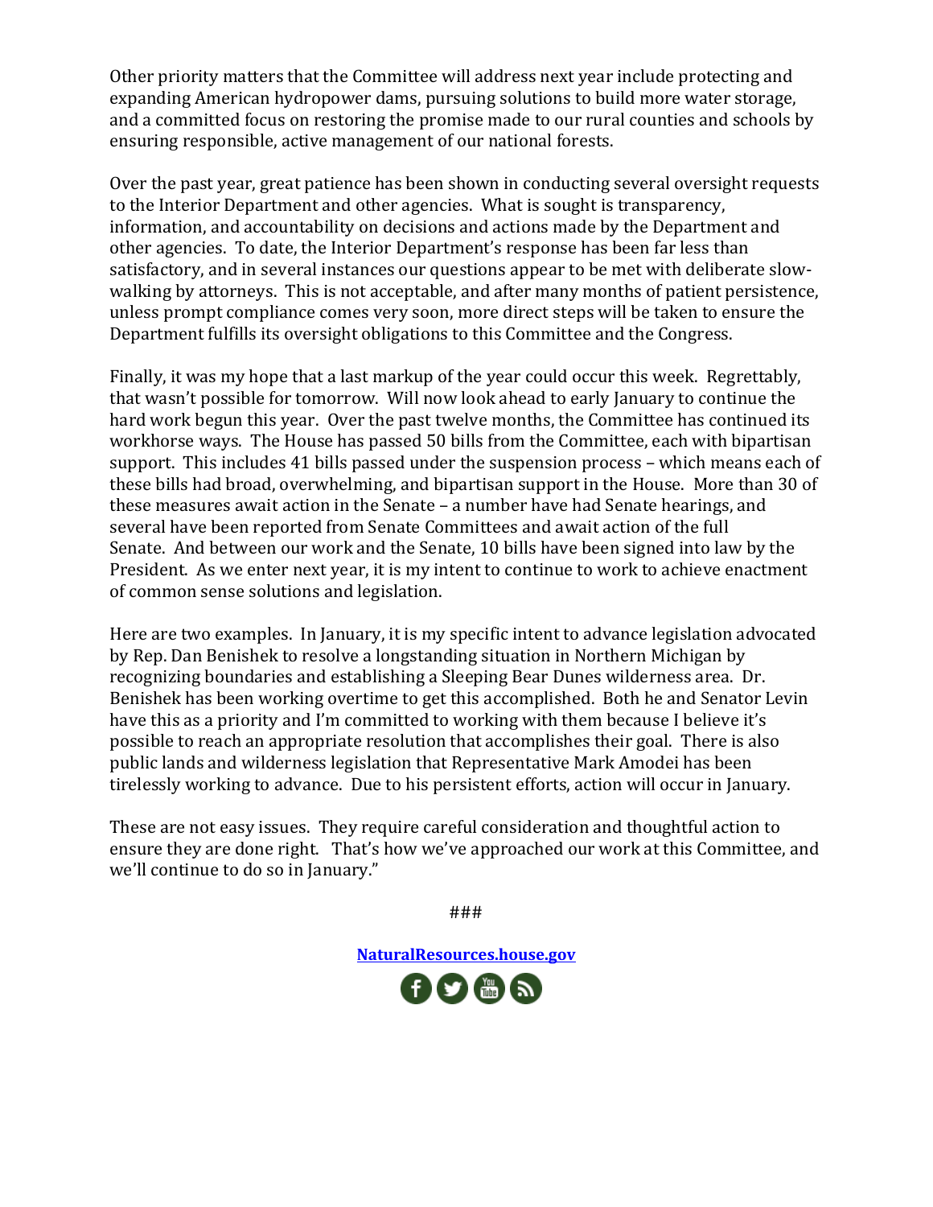Other priority matters that the Committee will address next year include protecting and expanding American hydropower dams, pursuing solutions to build more water storage, and a committed focus on restoring the promise made to our rural counties and schools by ensuring responsible, active management of our national forests.

Over the past year, great patience has been shown in conducting several oversight requests to the Interior Department and other agencies. What is sought is transparency, information, and accountability on decisions and actions made by the Department and other agencies. To date, the Interior Department's response has been far less than satisfactory, and in several instances our questions appear to be met with deliberate slow-walking by attorneys. This is not acceptable, and after many months of patient persistence, unless prompt compliance comes very soon, more direct steps will be taken to ensure the Department fulfills its oversight obligations to this Committee and the Congress.

Finally, it was my hope that a last markup of the year could occur this week. Regrettably, that wasn't possible for tomorrow. Will now look ahead to early January to continue the hard work begun this year. Over the past twelve months, the Committee has continued its workhorse ways. The House has passed 50 bills from the Committee, each with bipartisan support. This includes 41 bills passed under the suspension process – which means each of these bills had broad, overwhelming, and bipartisan support in the House. More than 30 of these measures await action in the Senate – a number have had Senate hearings, and several have been reported from Senate Committees and await action of the full Senate. And between our work and the Senate, 10 bills have been signed into law by the President. As we enter next year, it is my intent to continue to work to achieve enactment of common sense solutions and legislation.

Here are two examples. In January, it is my specific intent to advance legislation advocated by Rep. Dan Benishek to resolve a longstanding situation in Northern Michigan by recognizing boundaries and establishing a Sleeping Bear Dunes wilderness area. Dr. Benishek has been working overtime to get this accomplished. Both he and Senator Levin have this as a priority and I'm committed to working with them because I believe it's possible to reach an appropriate resolution that accomplishes their goal. There is also public lands and wilderness legislation that Representative Mark Amodei has been tirelessly working to advance. Due to his persistent efforts, action will occur in January.

These are not easy issues. They require careful consideration and thoughtful action to ensure they are done right. That's how we've approached our work at this Committee, and we'll continue to do so in January."

###

**[NaturalResources.house.gov](http://NaturalResources.house.gov)**